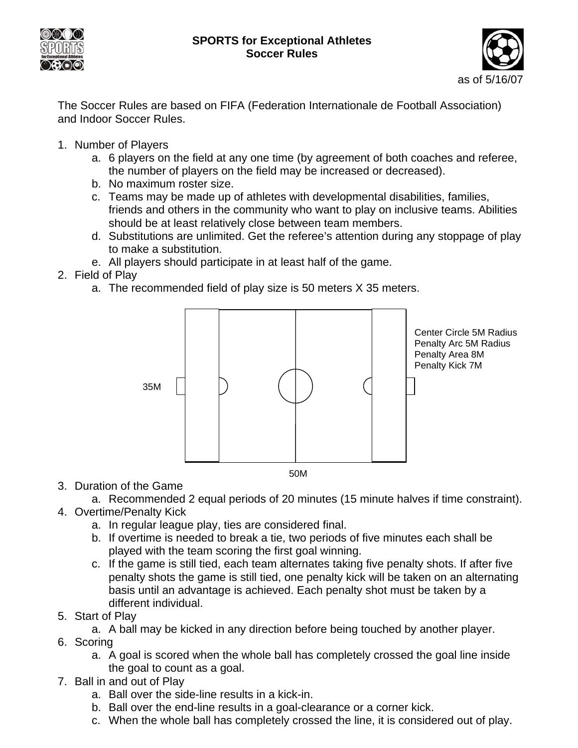# SPORTS for Exceptional Athletes
## Soccer Rules

as of 5/16/07

The Soccer Rules are based on FIFA (Federation Internationale de Football Association) and Indoor Soccer Rules.

1. Number of Players
   a. 6 players on the field at any one time (by agreement of both coaches and referee, the number of players on the field may be increased or decreased).
   b. No maximum roster size.
   c. Teams may be made up of athletes with developmental disabilities, families, friends and others in the community who want to play on inclusive teams. Abilities should be at least relatively close between team members.
   d. Substitutions are unlimited. Get the referee's attention during any stoppage of play to make a substitution.
   e. All players should participate in at least half of the game.
2. Field of Play
   a. The recommended field of play size is 50 meters X 35 meters.

Center Circle 5M Radius
Penalty Arc 5M Radius
Penalty Area 8M
Penalty Kick 7M

35M

50M

3. Duration of the Game
   a. Recommended 2 equal periods of 20 minutes (15 minute halves if time constraint).
4. Overtime/Penalty Kick
   a. In regular league play, ties are considered final.
   b. If overtime is needed to break a tie, two periods of five minutes each shall be played with the team scoring the first goal winning.
   c. If the game is still tied, each team alternates taking five penalty shots. If after five penalty shots the game is still tied, one penalty kick will be taken on an alternating basis until an advantage is achieved. Each penalty shot must be taken by a different individual.
5. Start of Play
   a. A ball may be kicked in any direction before being touched by another player.
6. Scoring
   a. A goal is scored when the whole ball has completely crossed the goal line inside the goal to count as a goal.
7. Ball in and out of Play
   a. Ball over the side-line results in a kick-in.
   b. Ball over the end-line results in a goal-clearance or a corner kick.
   c. When the whole ball has completely crossed the line, it is considered out of play.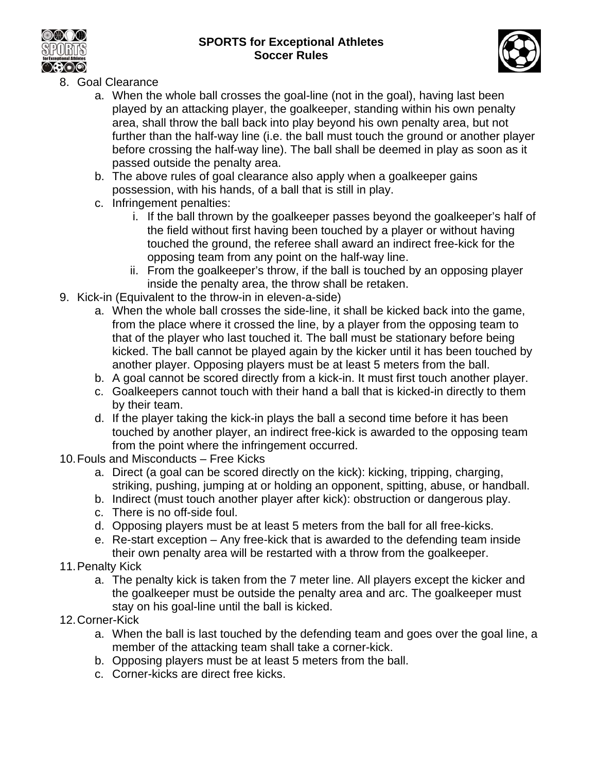8. Goal Clearance
    a. When the whole ball crosses the goal-line (not in the goal), having last been played by an attacking player, the goalkeeper, standing within his own penalty area, shall throw the ball back into play beyond his own penalty area, but not further than the half-way line (i.e. the ball must touch the ground or another player before crossing the half-way line). The ball shall be deemed in play as soon as it passed outside the penalty area.
    b. The above rules of goal clearance also apply when a goalkeeper gains possession, with his hands, of a ball that is still in play.
    c. Infringement penalties:
        i. If the ball thrown by the goalkeeper passes beyond the goalkeeper's half of the field without first having been touched by a player or without having touched the ground, the referee shall award an indirect free-kick for the opposing team from any point on the half-way line.
        ii. From the goalkeeper's throw, if the ball is touched by an opposing player inside the penalty area, the throw shall be retaken.
9. Kick-in (Equivalent to the throw-in in eleven-a-side)
    a. When the whole ball crosses the side-line, it shall be kicked back into the game, from the place where it crossed the line, by a player from the opposing team to that of the player who last touched it. The ball must be stationary before being kicked. The ball cannot be played again by the kicker until it has been touched by another player. Opposing players must be at least 5 meters from the ball.
    b. A goal cannot be scored directly from a kick-in. It must first touch another player.
    c. Goalkeepers cannot touch with their hand a ball that is kicked-in directly to them by their team.
    d. If the player taking the kick-in plays the ball a second time before it has been touched by another player, an indirect free-kick is awarded to the opposing team from the point where the infringement occurred.
10. Fouls and Misconducts – Free Kicks
    a. Direct (a goal can be scored directly on the kick): kicking, tripping, charging, striking, pushing, jumping at or holding an opponent, spitting, abuse, or handball.
    b. Indirect (must touch another player after kick): obstruction or dangerous play.
    c. There is no off-side foul.
    d. Opposing players must be at least 5 meters from the ball for all free-kicks.
    e. Re-start exception – Any free-kick that is awarded to the defending team inside their own penalty area will be restarted with a throw from the goalkeeper.
11. Penalty Kick
    a. The penalty kick is taken from the 7 meter line. All players except the kicker and the goalkeeper must be outside the penalty area and arc. The goalkeeper must stay on his goal-line until the ball is kicked.
12. Corner-Kick
    a. When the ball is last touched by the defending team and goes over the goal line, a member of the attacking team shall take a corner-kick.
    b. Opposing players must be at least 5 meters from the ball.
    c. Corner-kicks are direct free kicks.